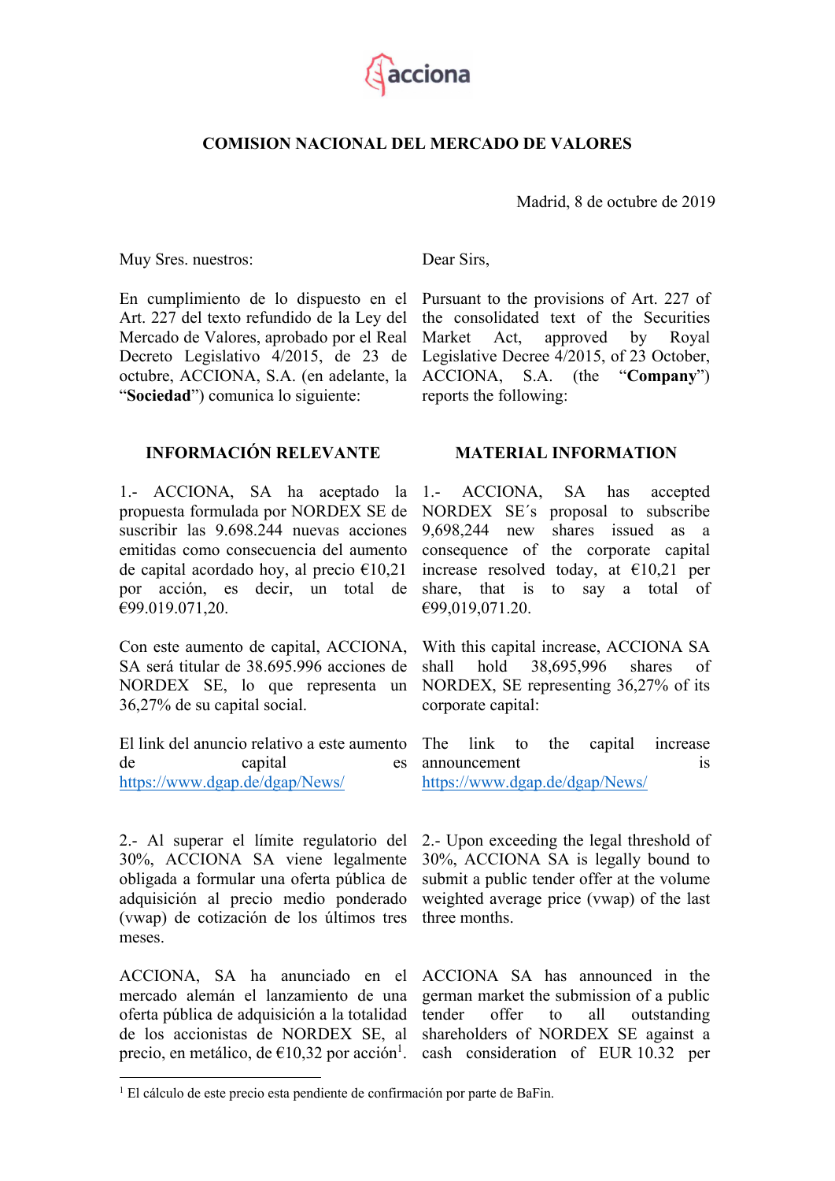acciona

**COMISION NACIONAL DEL MERCADO DE VALORES**

Madrid, 8 de octubre de 2019

Muy Sres. nuestros:

En cumplimiento de lo dispuesto en el Art. 227 del texto refundido de la Ley del Mercado de Valores, aprobado por el Real Decreto Legislativo 4/2015, de 23 de octubre, ACCIONA, S.A. (en adelante, la "**Sociedad**") comunica lo siguiente:

## INFORMACIÓN RELEVANTE

1.- ACCIONA, SA ha aceptado la propuesta formulada por NORDEX SE de suscribir las 9.698.244 nuevas acciones emitidas como consecuencia del aumento de capital acordado hoy, al precio €10,21 por acción, es decir, un total de €99.019.071,20.

Con este aumento de capital, ACCIONA, SA será titular de 38.695.996 acciones de NORDEX SE, lo que representa un 36,27% de su capital social.

El link del anuncio relativo a este aumento de capital es https://www.dgap.de/dgap/News/

2.- Al superar el límite regulatorio del 30%, ACCIONA SA viene legalmente obligada a formular una oferta pública de adquisición al precio medio ponderado (vwap) de cotización de los últimos tres meses.

ACCIONA, SA ha anunciado en el mercado alemán el lanzamiento de una oferta pública de adquisición a la totalidad de los accionistas de NORDEX SE, al precio, en metálico, de €10,32 por acción[1].

Dear Sirs,

Pursuant to the provisions of Art. 227 of the consolidated text of the Securities Market Act, approved by Royal Legislative Decree 4/2015, of 23 October, ACCIONA, S.A. (the "**Company**") reports the following:

## MATERIAL INFORMATION

1.- ACCIONA, SA has accepted NORDEX SE´s proposal to subscribe 9,698,244 new shares issued as a consequence of the corporate capital increase resolved today, at €10,21 per share, that is to say a total of €99,019,071.20.

With this capital increase, ACCIONA SA shall hold 38,695,996 shares of NORDEX, SE representing 36,27% of its corporate capital:

The link to the capital increase announcement is https://www.dgap.de/dgap/News/

2.- Upon exceeding the legal threshold of 30%, ACCIONA SA is legally bound to submit a public tender offer at the volume weighted average price (vwap) of the last three months.

ACCIONA SA has announced in the german market the submission of a public tender offer to all outstanding shareholders of NORDEX SE against a cash consideration of EUR 10.32 per

[1] El cálculo de este precio esta pendiente de confirmación por parte de BaFin.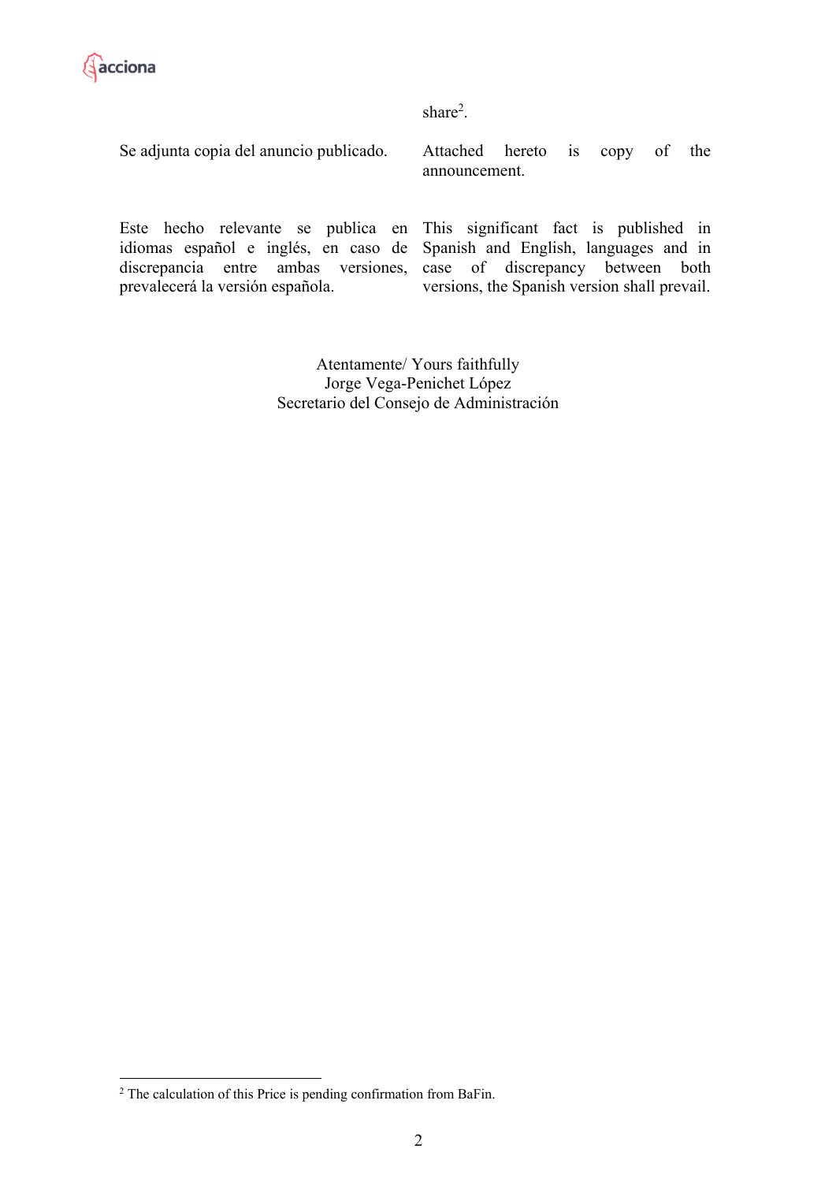share[2].

Se adjunta copia del anuncio publicado.

Attached hereto is copy of the announcement.

Este hecho relevante se publica en idiomas español e inglés, en caso de discrepancia entre ambas versiones, prevalecerá la versión española.

This significant fact is published in Spanish and English, languages and in case of discrepancy between both versions, the Spanish version shall prevail.

Atentamente/ Yours faithfully
Jorge Vega-Penichet López
Secretario del Consejo de Administración

---

[2] The calculation of this Price is pending confirmation from BaFin.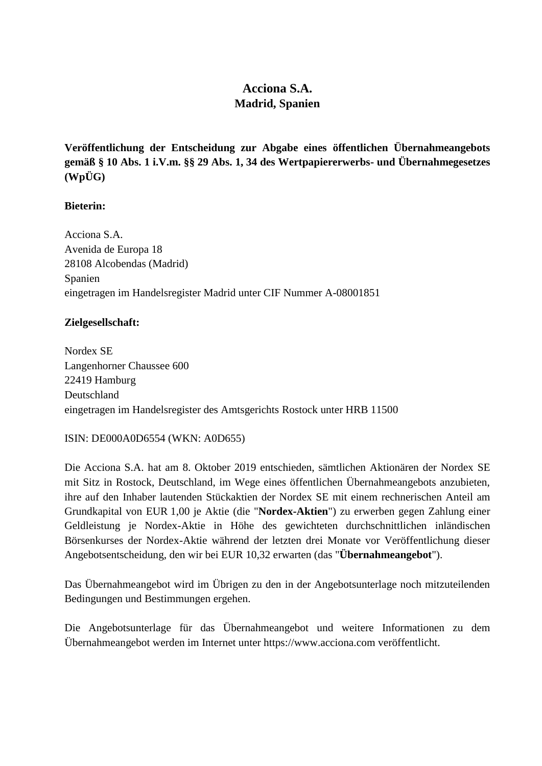# Acciona S.A.
## Madrid, Spanien

**Veröffentlichung der Entscheidung zur Abgabe eines öffentlichen Übernahmeangebots gemäß § 10 Abs. 1 i.V.m. §§ 29 Abs. 1, 34 des Wertpapiererwerbs- und Übernahmegesetzes (WpÜG)**

**Bieterin:**

Acciona S.A.
Avenida de Europa 18
28108 Alcobendas (Madrid)
Spanien
eingetragen im Handelsregister Madrid unter CIF Nummer A-08001851

**Zielgesellschaft:**

Nordex SE
Langenhorner Chaussee 600
22419 Hamburg
Deutschland
eingetragen im Handelsregister des Amtsgerichts Rostock unter HRB 11500

ISIN: DE000A0D6554 (WKN: A0D655)

Die Acciona S.A. hat am 8. Oktober 2019 entschieden, sämtlichen Aktionären der Nordex SE mit Sitz in Rostock, Deutschland, im Wege eines öffentlichen Übernahmeangebots anzubieten, ihre auf den Inhaber lautenden Stückaktien der Nordex SE mit einem rechnerischen Anteil am Grundkapital von EUR 1,00 je Aktie (die "**Nordex-Aktien**") zu erwerben gegen Zahlung einer Geldleistung je Nordex-Aktie in Höhe des gewichteten durchschnittlichen inländischen Börsenkurses der Nordex-Aktie während der letzten drei Monate vor Veröffentlichung dieser Angebotsentscheidung, den wir bei EUR 10,32 erwarten (das "**Übernahmeangebot**").

Das Übernahmeangebot wird im Übrigen zu den in der Angebotsunterlage noch mitzuteilenden Bedingungen und Bestimmungen ergehen.

Die Angebotsunterlage für das Übernahmeangebot und weitere Informationen zu dem Übernahmeangebot werden im Internet unter https://www.acciona.com veröffentlicht.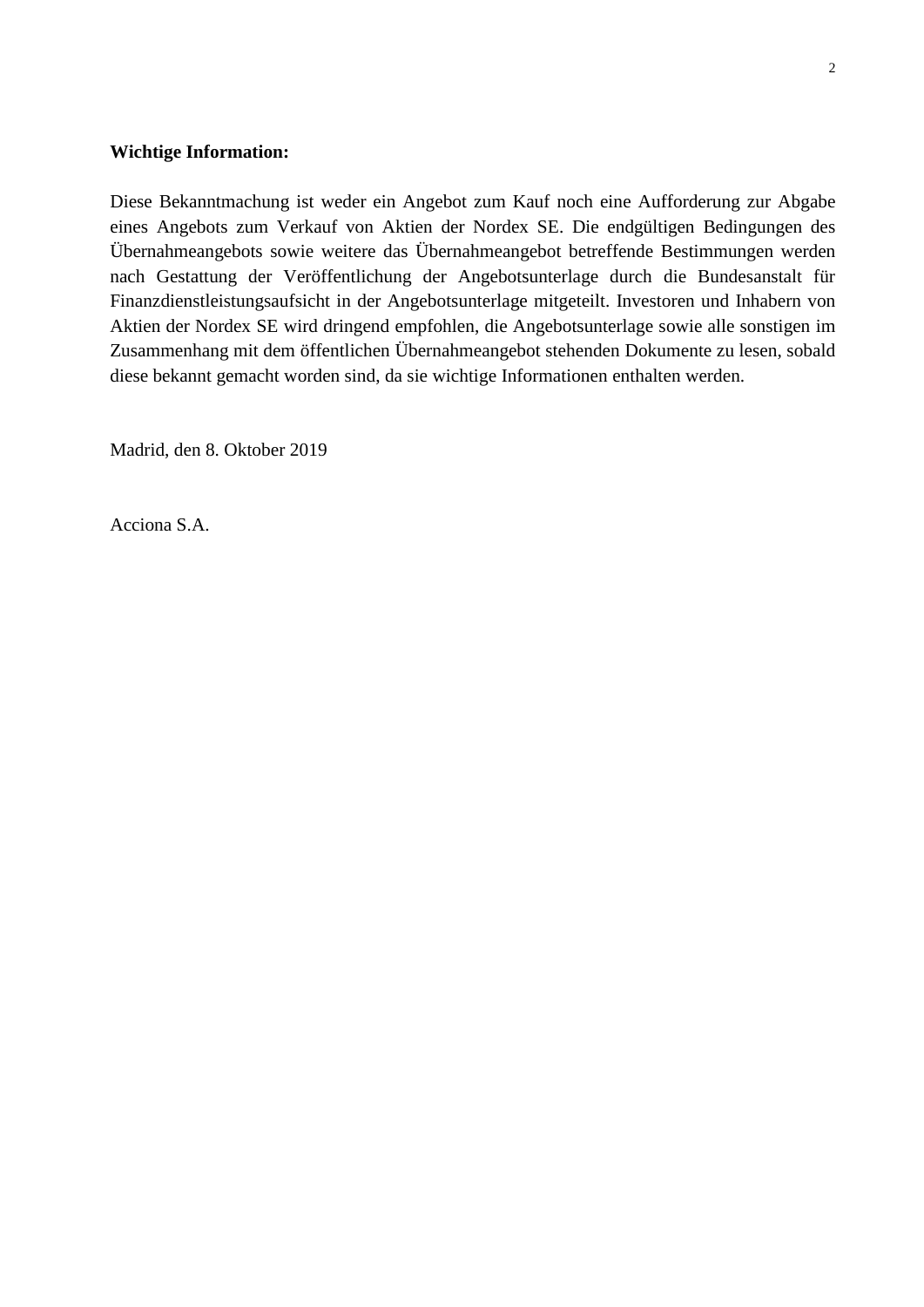**Wichtige Information:**

Diese Bekanntmachung ist weder ein Angebot zum Kauf noch eine Aufforderung zur Abgabe eines Angebots zum Verkauf von Aktien der Nordex SE. Die endgültigen Bedingungen des Übernahmeangebots sowie weitere das Übernahmeangebot betreffende Bestimmungen werden nach Gestattung der Veröffentlichung der Angebotsunterlage durch die Bundesanstalt für Finanzdienstleistungsaufsicht in der Angebotsunterlage mitgeteilt. Investoren und Inhabern von Aktien der Nordex SE wird dringend empfohlen, die Angebotsunterlage sowie alle sonstigen im Zusammenhang mit dem öffentlichen Übernahmeangebot stehenden Dokumente zu lesen, sobald diese bekannt gemacht worden sind, da sie wichtige Informationen enthalten werden.

Madrid, den 8. Oktober 2019

Acciona S.A.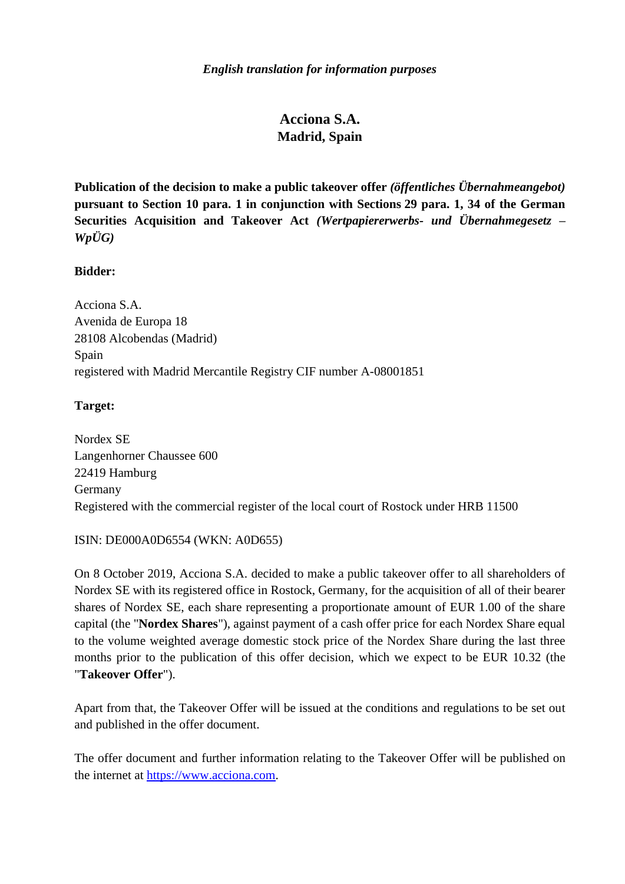*English translation for information purposes*

# Acciona S.A.
## Madrid, Spain

**Publication of the decision to make a public takeover offer *(öffentliches Übernahmeangebot)* pursuant to Section 10 para. 1 in conjunction with Sections 29 para. 1, 34 of the German Securities Acquisition and Takeover Act *(Wertpapiererwerbs- und Übernahmegesetz – WpÜG)***

**Bidder:**

Acciona S.A.
Avenida de Europa 18
28108 Alcobendas (Madrid)
Spain
registered with Madrid Mercantile Registry CIF number A-08001851

**Target:**

Nordex SE
Langenhorner Chaussee 600
22419 Hamburg
Germany
Registered with the commercial register of the local court of Rostock under HRB 11500

ISIN: DE000A0D6554 (WKN: A0D655)

On 8 October 2019, Acciona S.A. decided to make a public takeover offer to all shareholders of Nordex SE with its registered office in Rostock, Germany, for the acquisition of all of their bearer shares of Nordex SE, each share representing a proportionate amount of EUR 1.00 of the share capital (the "**Nordex Shares**"), against payment of a cash offer price for each Nordex Share equal to the volume weighted average domestic stock price of the Nordex Share during the last three months prior to the publication of this offer decision, which we expect to be EUR 10.32 (the "**Takeover Offer**").

Apart from that, the Takeover Offer will be issued at the conditions and regulations to be set out and published in the offer document.

The offer document and further information relating to the Takeover Offer will be published on the internet at https://www.acciona.com.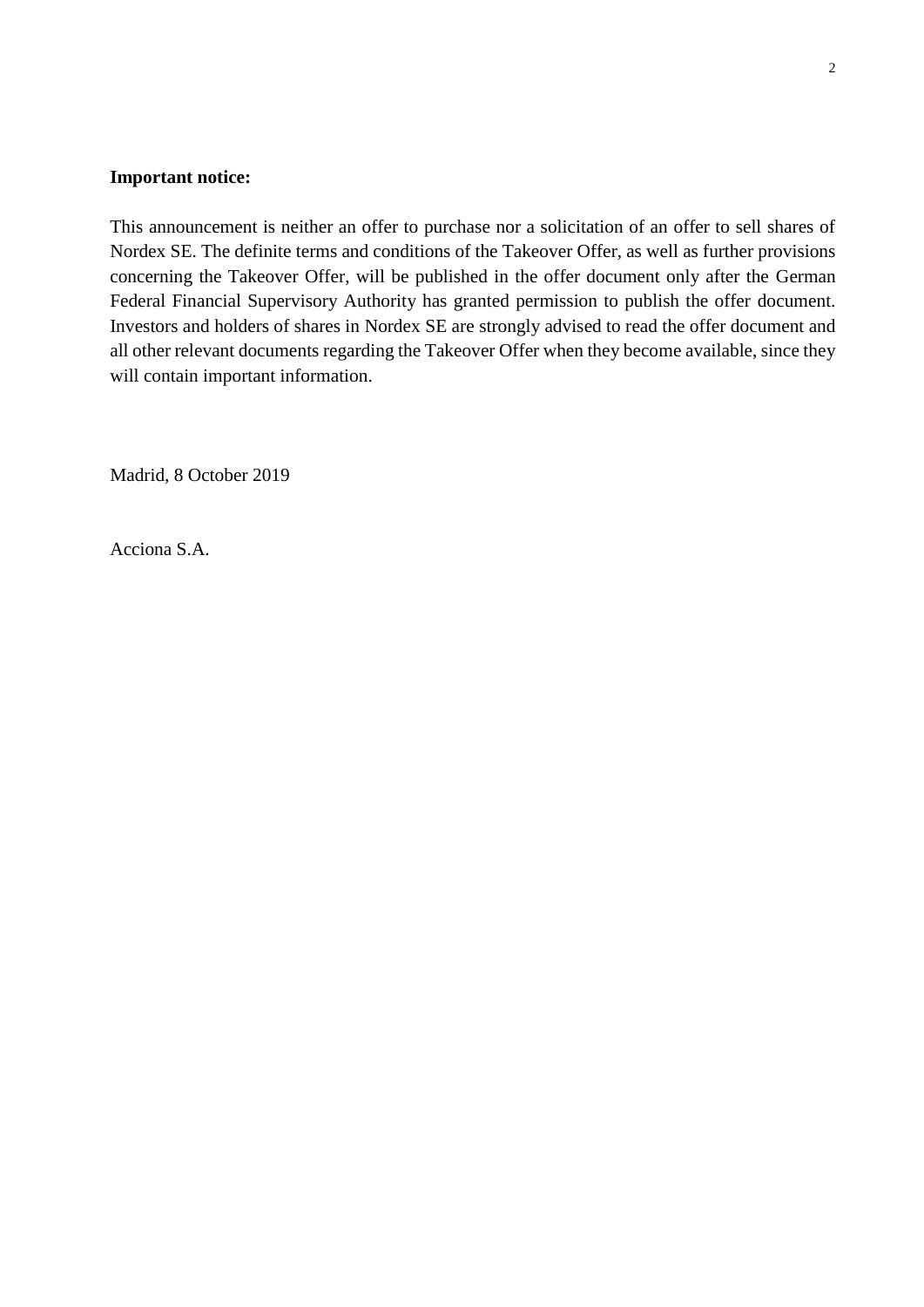**Important notice:**

This announcement is neither an offer to purchase nor a solicitation of an offer to sell shares of Nordex SE. The definite terms and conditions of the Takeover Offer, as well as further provisions concerning the Takeover Offer, will be published in the offer document only after the German Federal Financial Supervisory Authority has granted permission to publish the offer document. Investors and holders of shares in Nordex SE are strongly advised to read the offer document and all other relevant documents regarding the Takeover Offer when they become available, since they will contain important information.

Madrid, 8 October 2019

Acciona S.A.